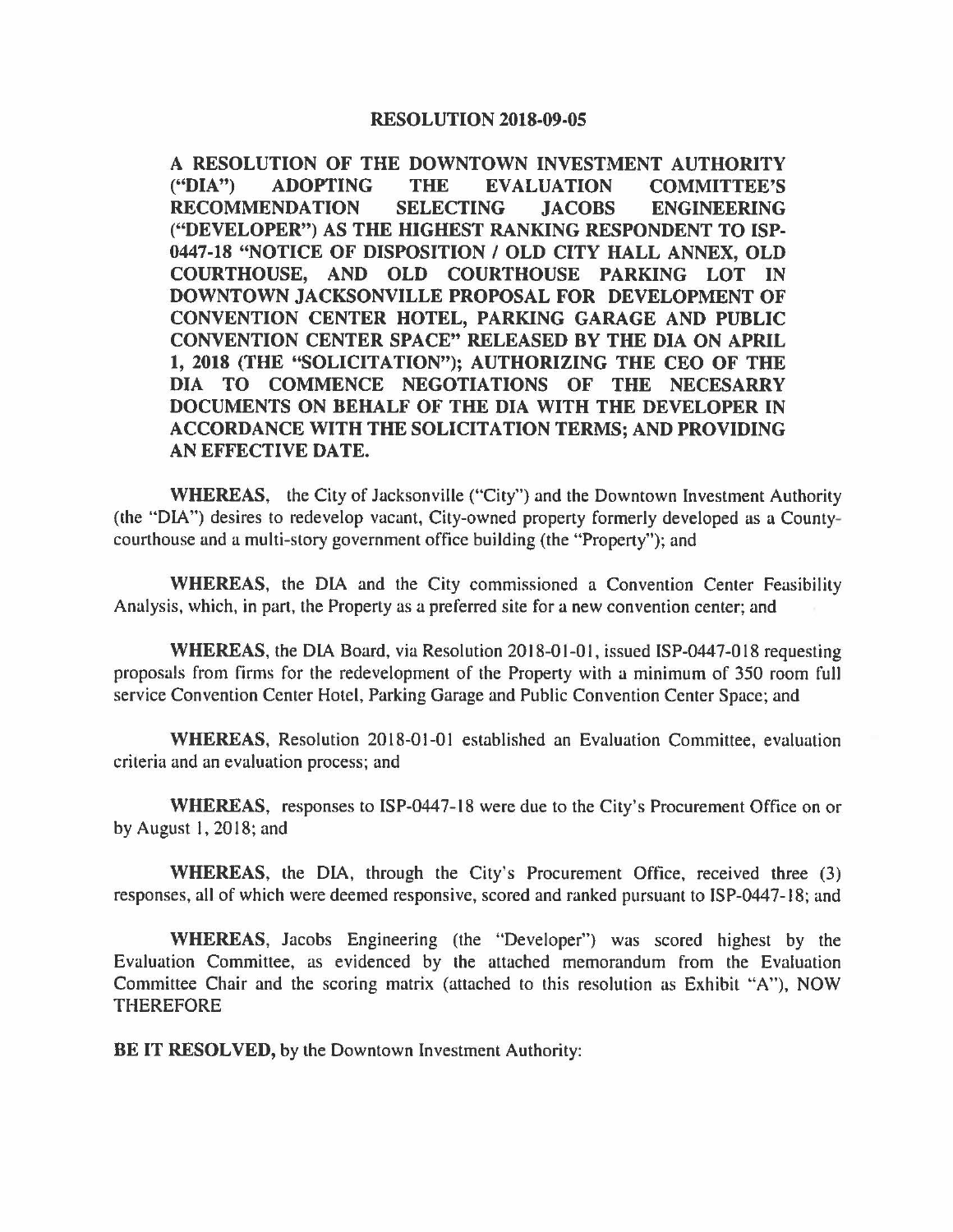# RESOLUTION 2018-09-05

**A RESOLUTION OF THE DOWNTOWN INVESTMENT AUTHORITY ("DIA") ADOPTING THE EVALUATION COMMITTEE'S RECOMMENDATION SELECTING JACOBS ENGINEERING ("DEVELOPER") AS THE HIGHEST RANKING RESPONDENT TO ISP-0447-18 "NOTICE OF DISPOSITION / OLD CITY HALL ANNEX, OLD COURTHOUSE, AND OLD COURTHOUSE PARKING LOT IN DOWNTOWN JACKSONVILLE PROPOSAL FOR DEVELOPMENT OF CONVENTION CENTER HOTEL, PARKING GARAGE AND PUBLIC CONVENTION CENTER SPACE" RELEASED BY THE DIA ON APRIL 1, 2018 (THE "SOLICITATION"); AUTHORIZING THE CEO OF THE DIA TO COMMENCE NEGOTIATIONS OF THE NECESARRY DOCUMENTS ON BEHALF OF THE DIA WITH THE DEVELOPER IN ACCORDANCE WITH THE SOLICITATION TERMS; AND PROVIDING AN EFFECTIVE DATE.**

**WHEREAS**, the City of Jacksonville ("City") and the Downtown Investment Authority (the "DIA") desires to redevelop vacant, City-owned property formerly developed as a County-courthouse and a multi-story government office building (the "Property"); and

**WHEREAS**, the DIA and the City commissioned a Convention Center Feasibility Analysis, which, in part, the Property as a preferred site for a new convention center; and

**WHEREAS**, the DIA Board, via Resolution 2018-01-01, issued ISP-0447-018 requesting proposals from firms for the redevelopment of the Property with a minimum of 350 room full service Convention Center Hotel, Parking Garage and Public Convention Center Space; and

**WHEREAS**, Resolution 2018-01-01 established an Evaluation Committee, evaluation criteria and an evaluation process; and

**WHEREAS**, responses to ISP-0447-18 were due to the City's Procurement Office on or by August 1, 2018; and

**WHEREAS**, the DIA, through the City's Procurement Office, received three (3) responses, all of which were deemed responsive, scored and ranked pursuant to ISP-0447-18; and

**WHEREAS**, Jacobs Engineering (the "Developer") was scored highest by the Evaluation Committee, as evidenced by the attached memorandum from the Evaluation Committee Chair and the scoring matrix (attached to this resolution as Exhibit "A"), NOW THEREFORE

**BE IT RESOLVED,** by the Downtown Investment Authority: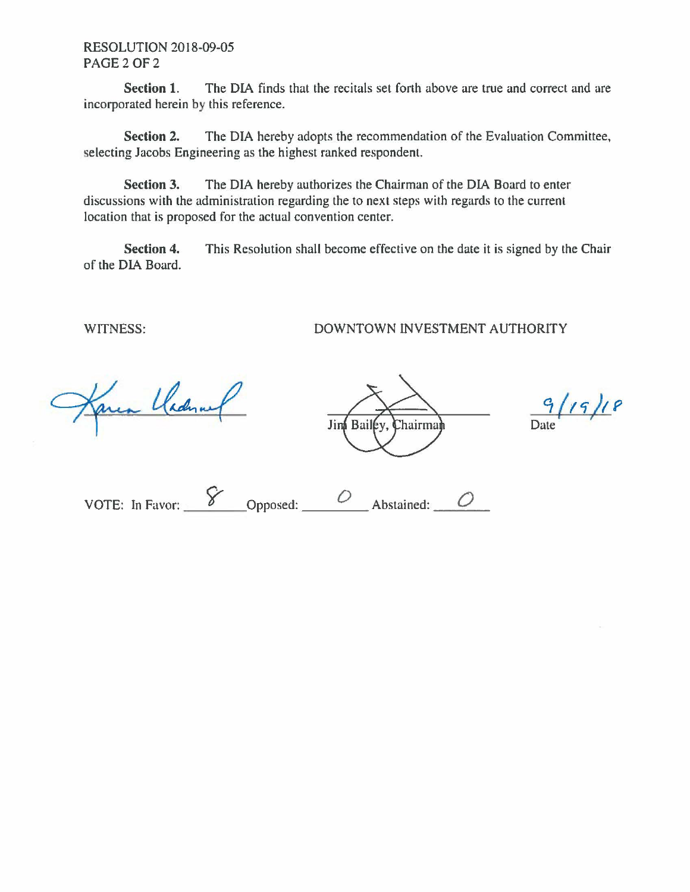RESOLUTION 2018-09-05

**Section 1.** The DIA finds that the recitals set forth above are true and correct and are incorporated herein by this reference.

**Section 2.** The DIA hereby adopts the recommendation of the Evaluation Committee, selecting Jacobs Engineering as the highest ranked respondent.

**Section 3.** The DIA hereby authorizes the Chairman of the DIA Board to enter discussions with the administration regarding the to next steps with regards to the current location that is proposed for the actual convention center.

**Section 4.** This Resolution shall become effective on the date it is signed by the Chair of the DIA Board.

WITNESS: DOWNTOWN INVESTMENT AUTHORITY

Jim Bailey, Chairman

9/19/18
Date

VOTE: In Favor: 8 Opposed: 0 Abstained: 0